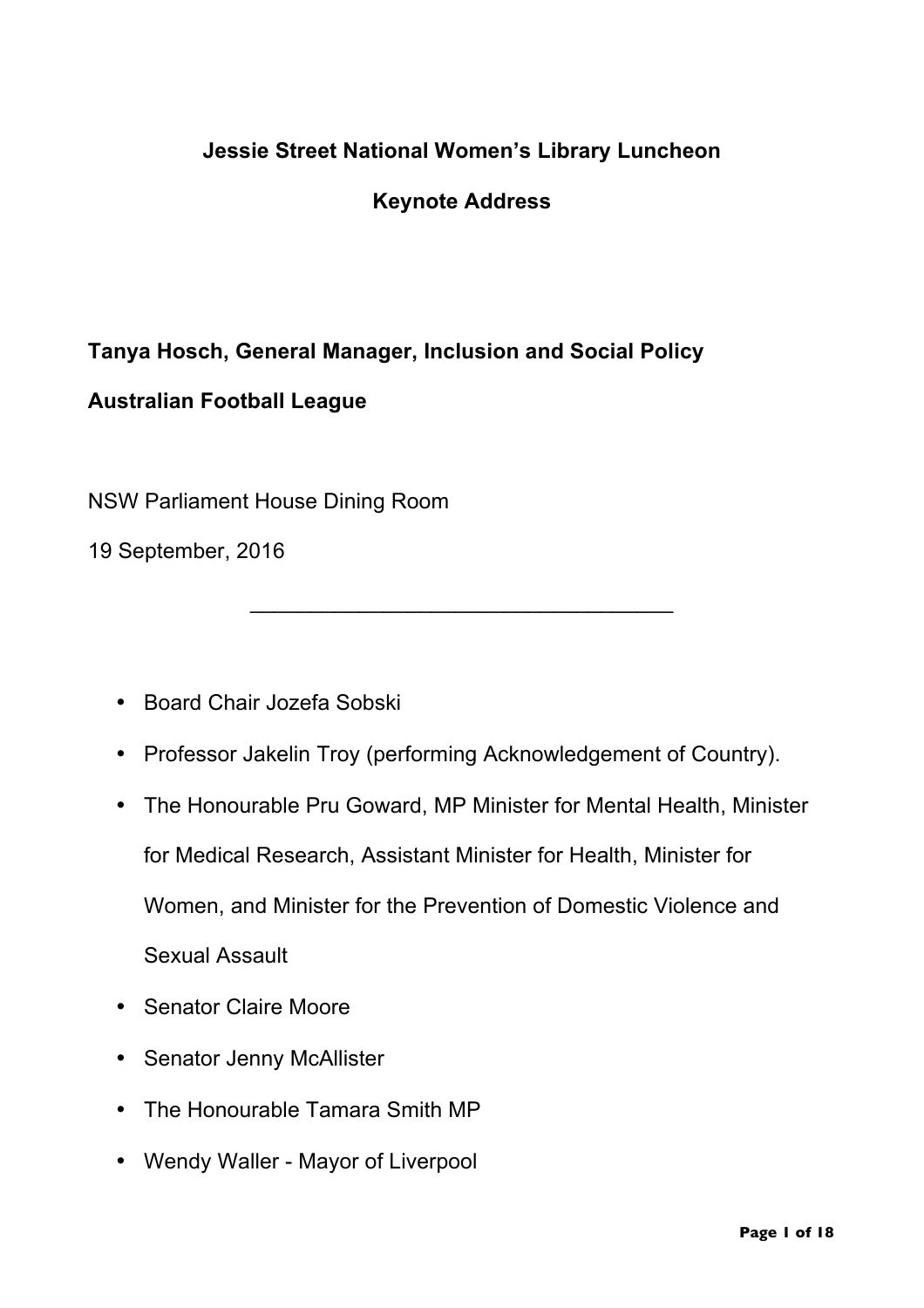# Jessie Street National Women's Library Luncheon

## Keynote Address

**Tanya Hosch, General Manager, Inclusion and Social Policy**

**Australian Football League**

NSW Parliament House Dining Room

19 September, 2016

---

- Board Chair Jozefa Sobski
- Professor Jakelin Troy (performing Acknowledgement of Country).
- The Honourable Pru Goward, MP Minister for Mental Health, Minister for Medical Research, Assistant Minister for Health, Minister for Women, and Minister for the Prevention of Domestic Violence and Sexual Assault
- Senator Claire Moore
- Senator Jenny McAllister
- The Honourable Tamara Smith MP
- Wendy Waller - Mayor of Liverpool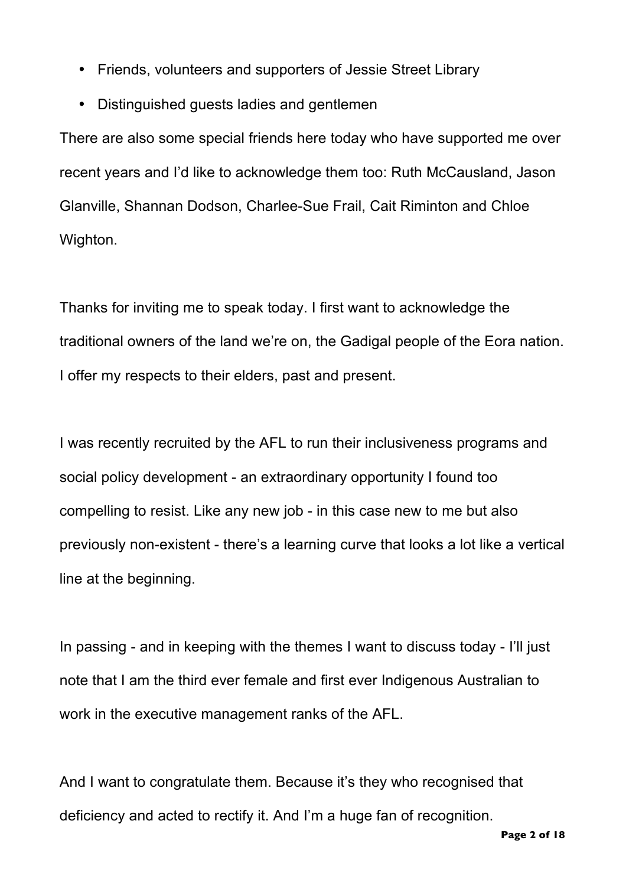- Friends, volunteers and supporters of Jessie Street Library
- Distinguished guests ladies and gentlemen

There are also some special friends here today who have supported me over recent years and I'd like to acknowledge them too: Ruth McCausland, Jason Glanville, Shannan Dodson, Charlee-Sue Frail, Cait Riminton and Chloe Wighton.

Thanks for inviting me to speak today. I first want to acknowledge the traditional owners of the land we're on, the Gadigal people of the Eora nation. I offer my respects to their elders, past and present.

I was recently recruited by the AFL to run their inclusiveness programs and social policy development - an extraordinary opportunity I found too compelling to resist. Like any new job - in this case new to me but also previously non-existent - there's a learning curve that looks a lot like a vertical line at the beginning.

In passing - and in keeping with the themes I want to discuss today - I'll just note that I am the third ever female and first ever Indigenous Australian to work in the executive management ranks of the AFL.

And I want to congratulate them. Because it's they who recognised that deficiency and acted to rectify it. And I'm a huge fan of recognition.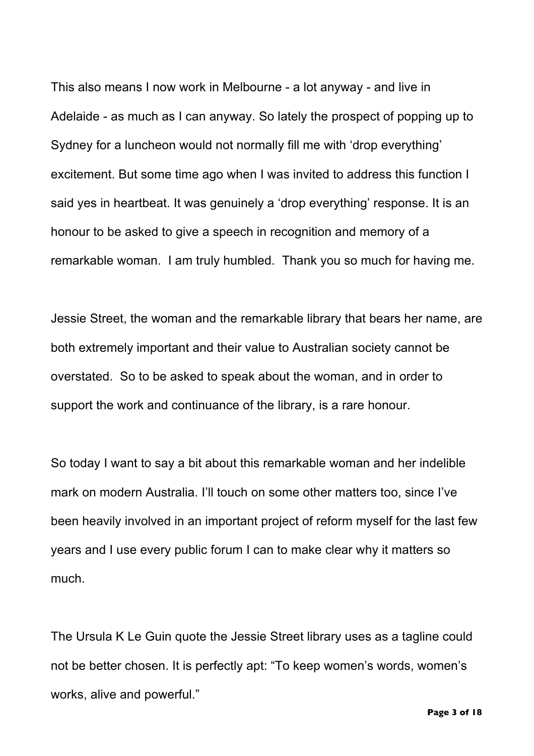This also means I now work in Melbourne - a lot anyway - and live in Adelaide - as much as I can anyway. So lately the prospect of popping up to Sydney for a luncheon would not normally fill me with 'drop everything' excitement. But some time ago when I was invited to address this function I said yes in heartbeat. It was genuinely a 'drop everything' response. It is an honour to be asked to give a speech in recognition and memory of a remarkable woman. I am truly humbled. Thank you so much for having me.

Jessie Street, the woman and the remarkable library that bears her name, are both extremely important and their value to Australian society cannot be overstated. So to be asked to speak about the woman, and in order to support the work and continuance of the library, is a rare honour.

So today I want to say a bit about this remarkable woman and her indelible mark on modern Australia. I'll touch on some other matters too, since I've been heavily involved in an important project of reform myself for the last few years and I use every public forum I can to make clear why it matters so much.

The Ursula K Le Guin quote the Jessie Street library uses as a tagline could not be better chosen. It is perfectly apt: "To keep women's words, women's works, alive and powerful."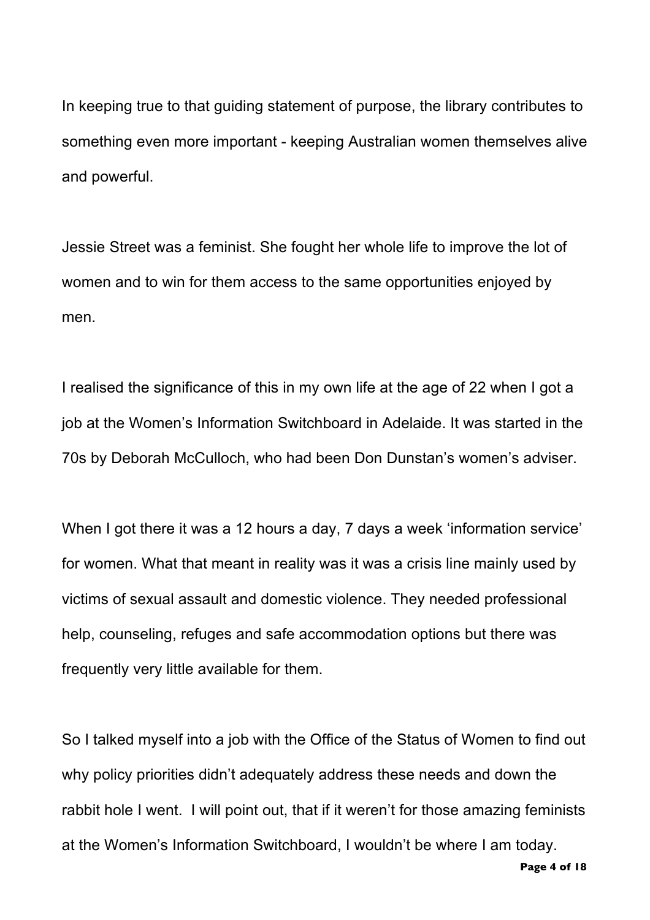In keeping true to that guiding statement of purpose, the library contributes to something even more important - keeping Australian women themselves alive and powerful.

Jessie Street was a feminist. She fought her whole life to improve the lot of women and to win for them access to the same opportunities enjoyed by men.

I realised the significance of this in my own life at the age of 22 when I got a job at the Women's Information Switchboard in Adelaide. It was started in the 70s by Deborah McCulloch, who had been Don Dunstan's women's adviser.

When I got there it was a 12 hours a day, 7 days a week 'information service' for women. What that meant in reality was it was a crisis line mainly used by victims of sexual assault and domestic violence. They needed professional help, counseling, refuges and safe accommodation options but there was frequently very little available for them.

So I talked myself into a job with the Office of the Status of Women to find out why policy priorities didn't adequately address these needs and down the rabbit hole I went. I will point out, that if it weren't for those amazing feminists at the Women's Information Switchboard, I wouldn't be where I am today.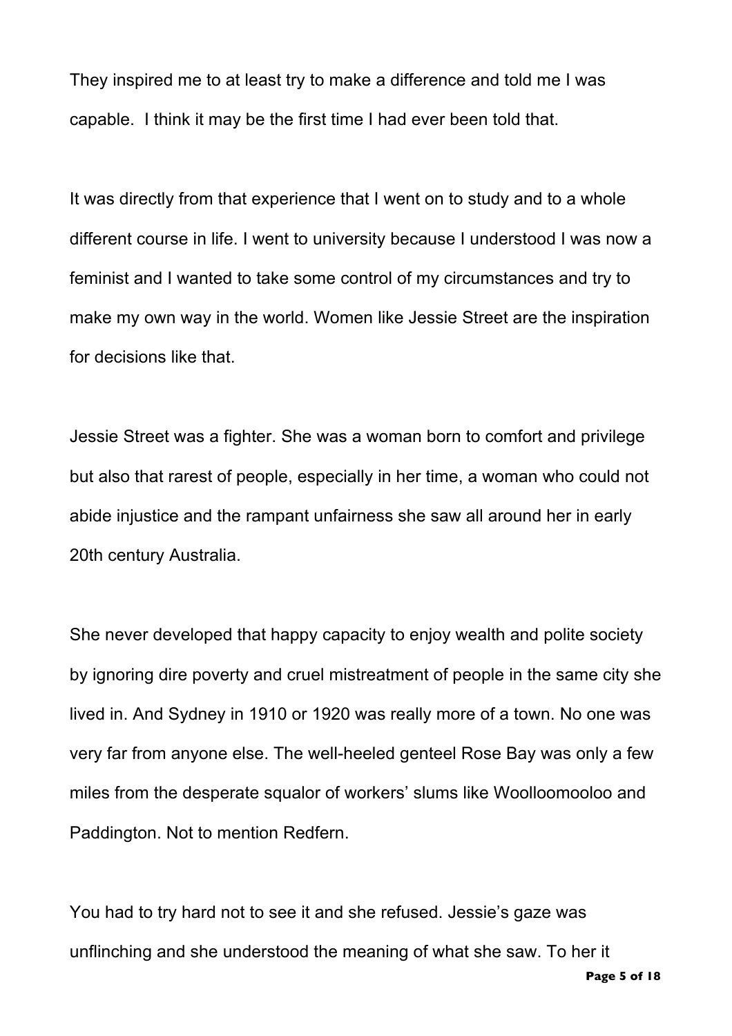They inspired me to at least try to make a difference and told me I was capable.  I think it may be the first time I had ever been told that.

It was directly from that experience that I went on to study and to a whole different course in life. I went to university because I understood I was now a feminist and I wanted to take some control of my circumstances and try to make my own way in the world. Women like Jessie Street are the inspiration for decisions like that.

Jessie Street was a fighter. She was a woman born to comfort and privilege but also that rarest of people, especially in her time, a woman who could not abide injustice and the rampant unfairness she saw all around her in early 20th century Australia.

She never developed that happy capacity to enjoy wealth and polite society by ignoring dire poverty and cruel mistreatment of people in the same city she lived in. And Sydney in 1910 or 1920 was really more of a town. No one was very far from anyone else. The well-heeled genteel Rose Bay was only a few miles from the desperate squalor of workers' slums like Woolloomooloo and Paddington. Not to mention Redfern.

You had to try hard not to see it and she refused. Jessie's gaze was unflinching and she understood the meaning of what she saw. To her it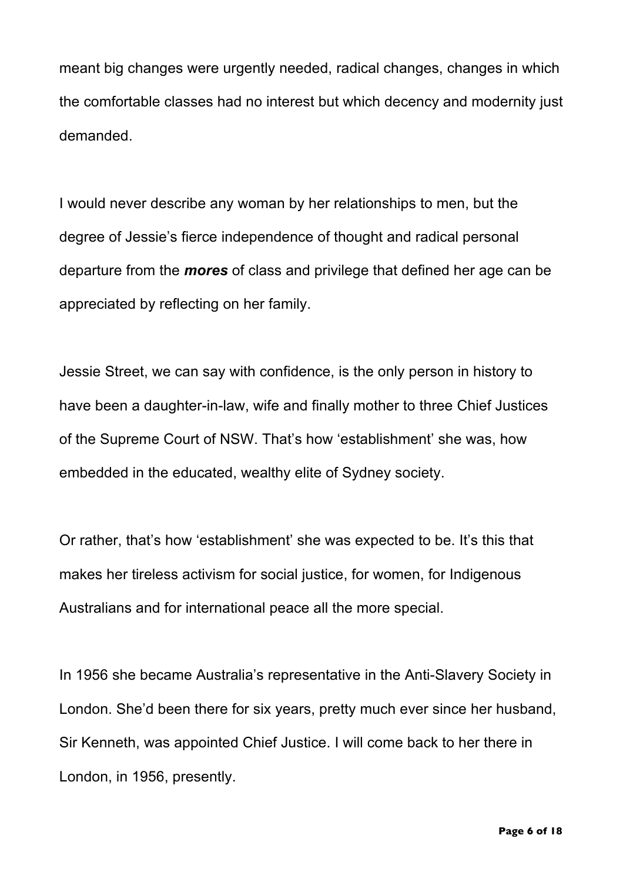meant big changes were urgently needed, radical changes, changes in which the comfortable classes had no interest but which decency and modernity just demanded.

I would never describe any woman by her relationships to men, but the degree of Jessie's fierce independence of thought and radical personal departure from the ***mores*** of class and privilege that defined her age can be appreciated by reflecting on her family.

Jessie Street, we can say with confidence, is the only person in history to have been a daughter-in-law, wife and finally mother to three Chief Justices of the Supreme Court of NSW. That's how 'establishment' she was, how embedded in the educated, wealthy elite of Sydney society.

Or rather, that's how 'establishment' she was expected to be. It's this that makes her tireless activism for social justice, for women, for Indigenous Australians and for international peace all the more special.

In 1956 she became Australia's representative in the Anti-Slavery Society in London. She'd been there for six years, pretty much ever since her husband, Sir Kenneth, was appointed Chief Justice. I will come back to her there in London, in 1956, presently.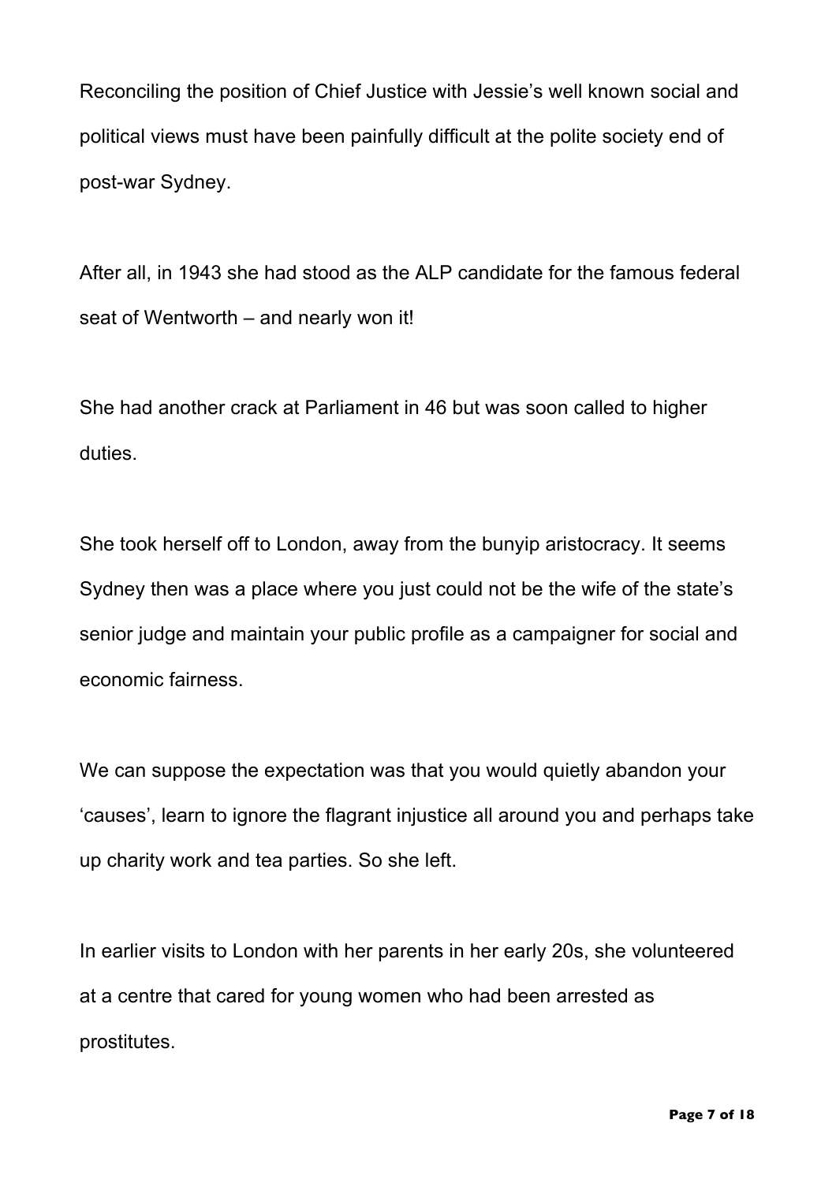Reconciling the position of Chief Justice with Jessie's well known social and political views must have been painfully difficult at the polite society end of post-war Sydney.

After all, in 1943 she had stood as the ALP candidate for the famous federal seat of Wentworth – and nearly won it!

She had another crack at Parliament in 46 but was soon called to higher duties.

She took herself off to London, away from the bunyip aristocracy. It seems Sydney then was a place where you just could not be the wife of the state's senior judge and maintain your public profile as a campaigner for social and economic fairness.

We can suppose the expectation was that you would quietly abandon your 'causes', learn to ignore the flagrant injustice all around you and perhaps take up charity work and tea parties. So she left.

In earlier visits to London with her parents in her early 20s, she volunteered at a centre that cared for young women who had been arrested as prostitutes.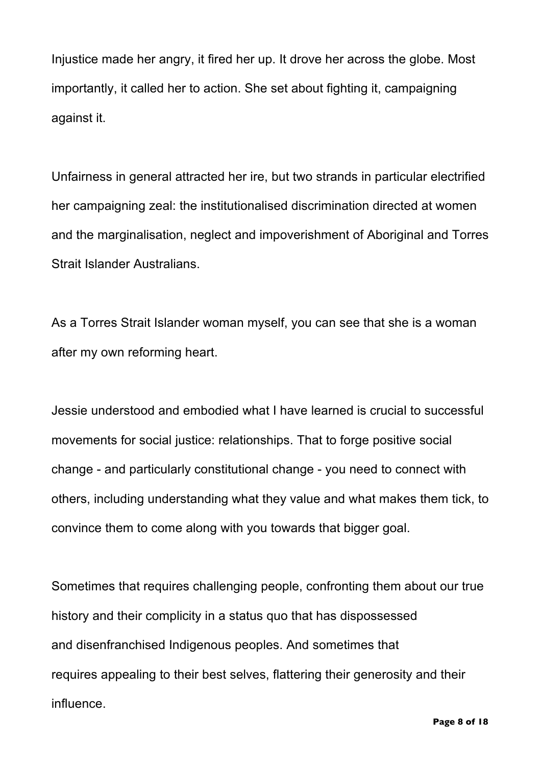Injustice made her angry, it fired her up. It drove her across the globe. Most importantly, it called her to action. She set about fighting it, campaigning against it.

Unfairness in general attracted her ire, but two strands in particular electrified her campaigning zeal: the institutionalised discrimination directed at women and the marginalisation, neglect and impoverishment of Aboriginal and Torres Strait Islander Australians.

As a Torres Strait Islander woman myself, you can see that she is a woman after my own reforming heart.

Jessie understood and embodied what I have learned is crucial to successful movements for social justice: relationships. That to forge positive social change - and particularly constitutional change - you need to connect with others, including understanding what they value and what makes them tick, to convince them to come along with you towards that bigger goal.

Sometimes that requires challenging people, confronting them about our true history and their complicity in a status quo that has dispossessed and disenfranchised Indigenous peoples. And sometimes that requires appealing to their best selves, flattering their generosity and their influence.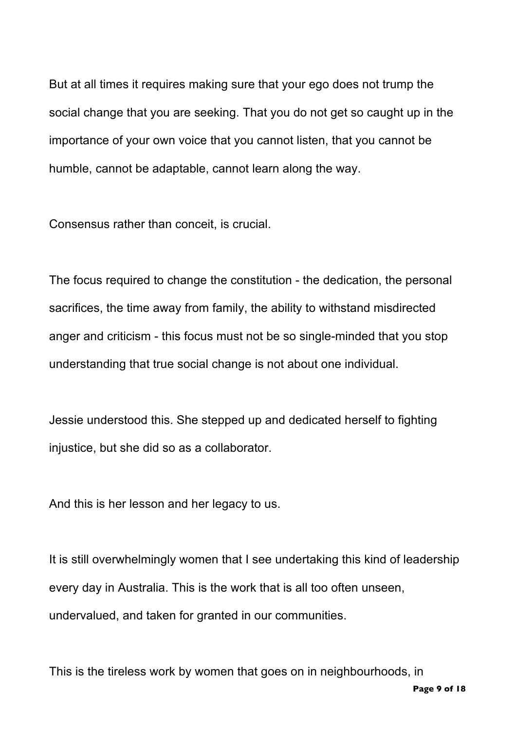But at all times it requires making sure that your ego does not trump the social change that you are seeking. That you do not get so caught up in the importance of your own voice that you cannot listen, that you cannot be humble, cannot be adaptable, cannot learn along the way.

Consensus rather than conceit, is crucial.

The focus required to change the constitution - the dedication, the personal sacrifices, the time away from family, the ability to withstand misdirected anger and criticism - this focus must not be so single-minded that you stop understanding that true social change is not about one individual.

Jessie understood this. She stepped up and dedicated herself to fighting injustice, but she did so as a collaborator.

And this is her lesson and her legacy to us.

It is still overwhelmingly women that I see undertaking this kind of leadership every day in Australia. This is the work that is all too often unseen, undervalued, and taken for granted in our communities.

This is the tireless work by women that goes on in neighbourhoods, in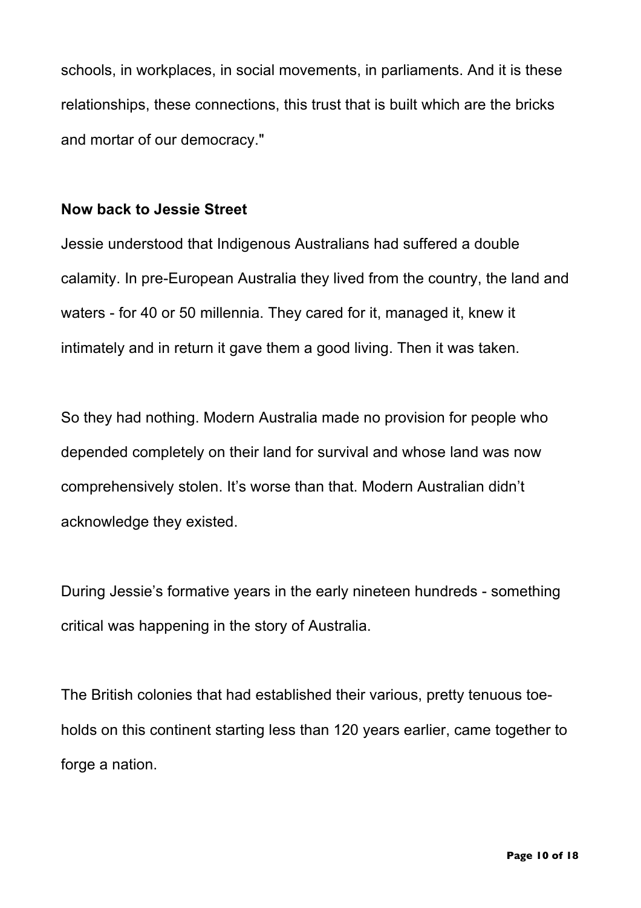schools, in workplaces, in social movements, in parliaments. And it is these relationships, these connections, this trust that is built which are the bricks and mortar of our democracy."

**Now back to Jessie Street**

Jessie understood that Indigenous Australians had suffered a double calamity. In pre-European Australia they lived from the country, the land and waters - for 40 or 50 millennia. They cared for it, managed it, knew it intimately and in return it gave them a good living. Then it was taken.

So they had nothing. Modern Australia made no provision for people who depended completely on their land for survival and whose land was now comprehensively stolen. It's worse than that. Modern Australian didn't acknowledge they existed.

During Jessie's formative years in the early nineteen hundreds - something critical was happening in the story of Australia.

The British colonies that had established their various, pretty tenuous toe-holds on this continent starting less than 120 years earlier, came together to forge a nation.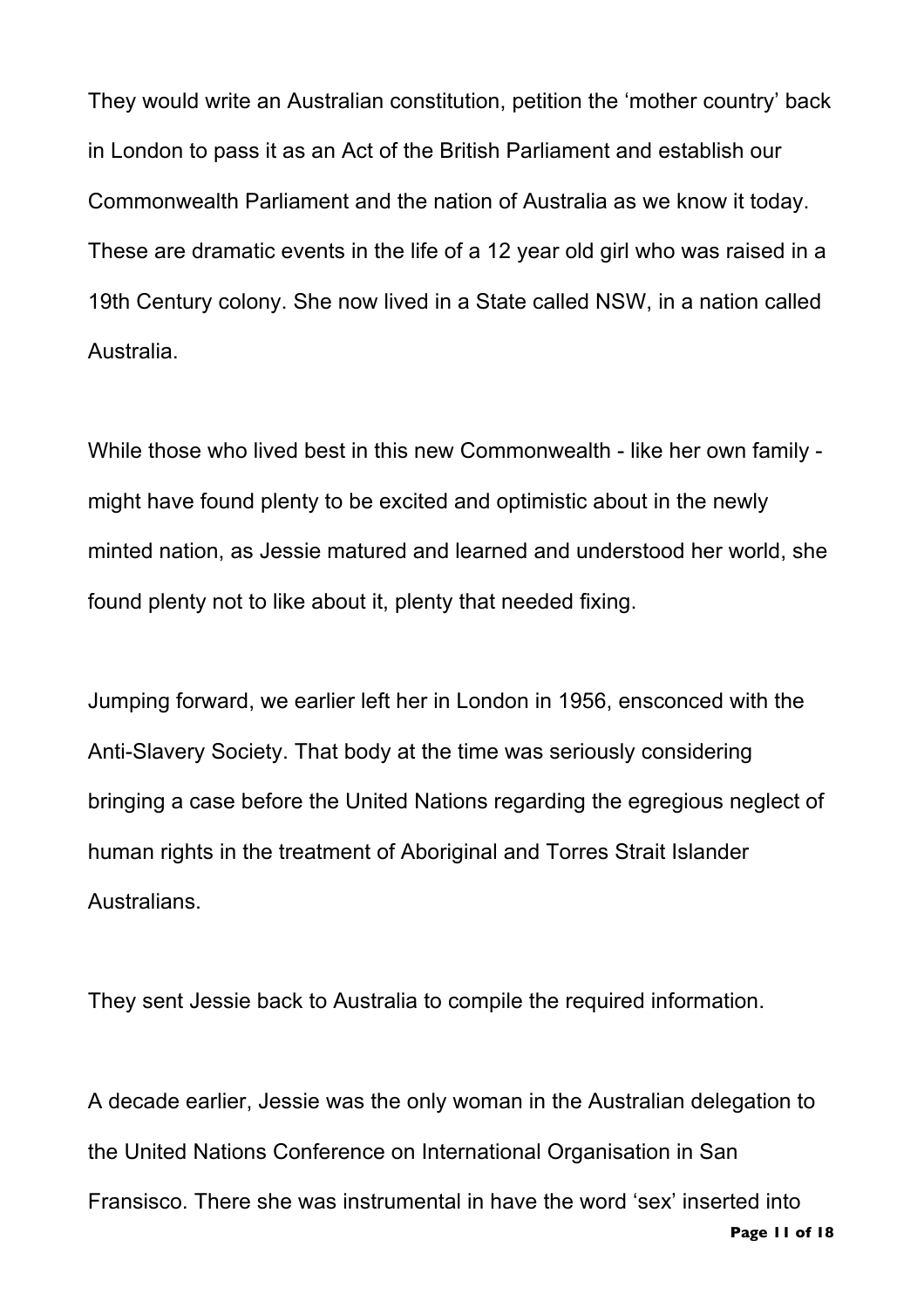They would write an Australian constitution, petition the 'mother country' back in London to pass it as an Act of the British Parliament and establish our Commonwealth Parliament and the nation of Australia as we know it today. These are dramatic events in the life of a 12 year old girl who was raised in a 19th Century colony. She now lived in a State called NSW, in a nation called Australia.

While those who lived best in this new Commonwealth - like her own family - might have found plenty to be excited and optimistic about in the newly minted nation, as Jessie matured and learned and understood her world, she found plenty not to like about it, plenty that needed fixing.

Jumping forward, we earlier left her in London in 1956, ensconced with the Anti-Slavery Society. That body at the time was seriously considering bringing a case before the United Nations regarding the egregious neglect of human rights in the treatment of Aboriginal and Torres Strait Islander Australians.

They sent Jessie back to Australia to compile the required information.

A decade earlier, Jessie was the only woman in the Australian delegation to the United Nations Conference on International Organisation in San Fransisco. There she was instrumental in have the word 'sex' inserted into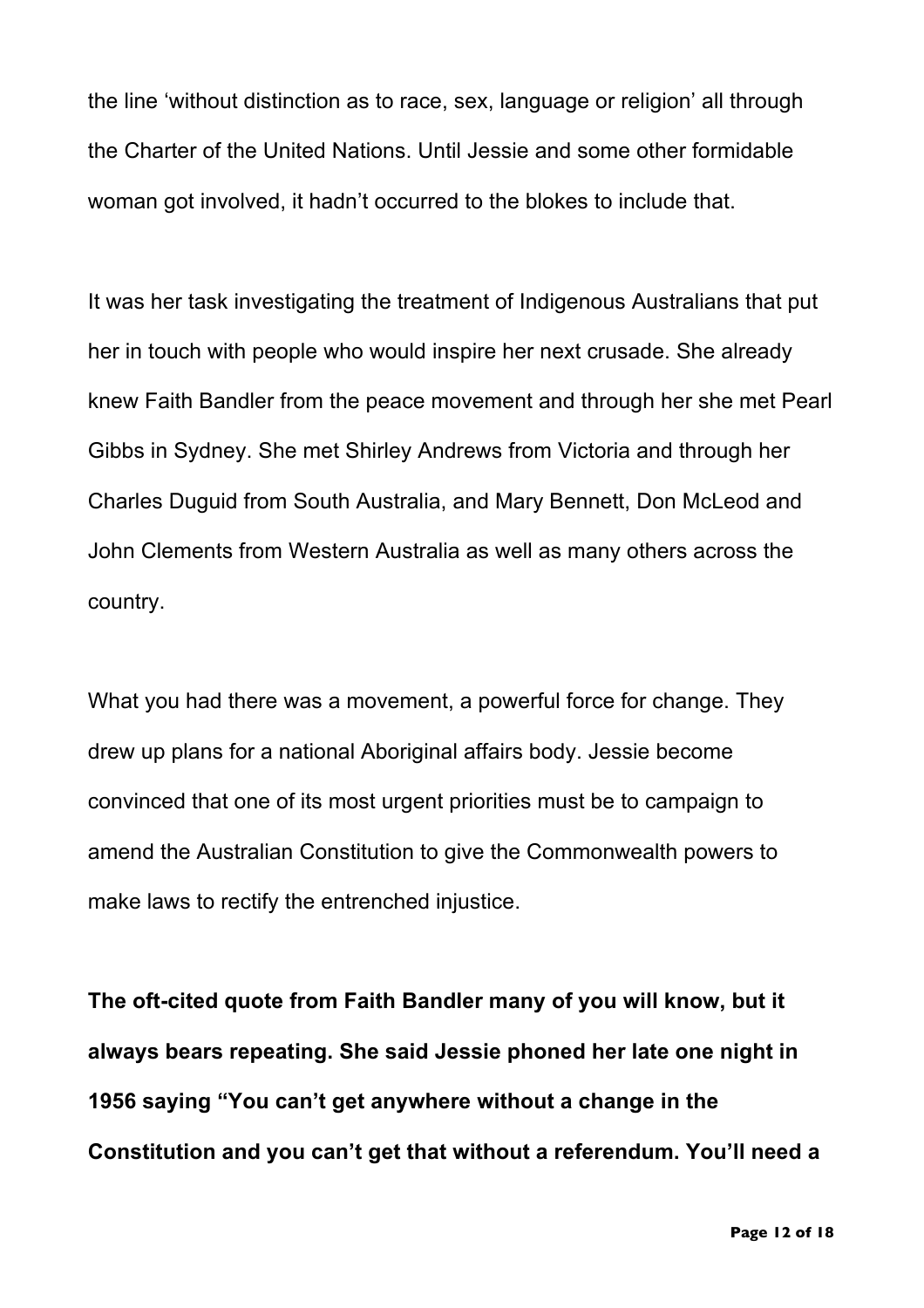the line ‘without distinction as to race, sex, language or religion’ all through the Charter of the United Nations. Until Jessie and some other formidable woman got involved, it hadn’t occurred to the blokes to include that.

It was her task investigating the treatment of Indigenous Australians that put her in touch with people who would inspire her next crusade. She already knew Faith Bandler from the peace movement and through her she met Pearl Gibbs in Sydney. She met Shirley Andrews from Victoria and through her Charles Duguid from South Australia, and Mary Bennett, Don McLeod and John Clements from Western Australia as well as many others across the country.

What you had there was a movement, a powerful force for change. They drew up plans for a national Aboriginal affairs body. Jessie become convinced that one of its most urgent priorities must be to campaign to amend the Australian Constitution to give the Commonwealth powers to make laws to rectify the entrenched injustice.

**The oft-cited quote from Faith Bandler many of you will know, but it always bears repeating. She said Jessie phoned her late one night in 1956 saying “You can’t get anywhere without a change in the Constitution and you can’t get that without a referendum. You’ll need a**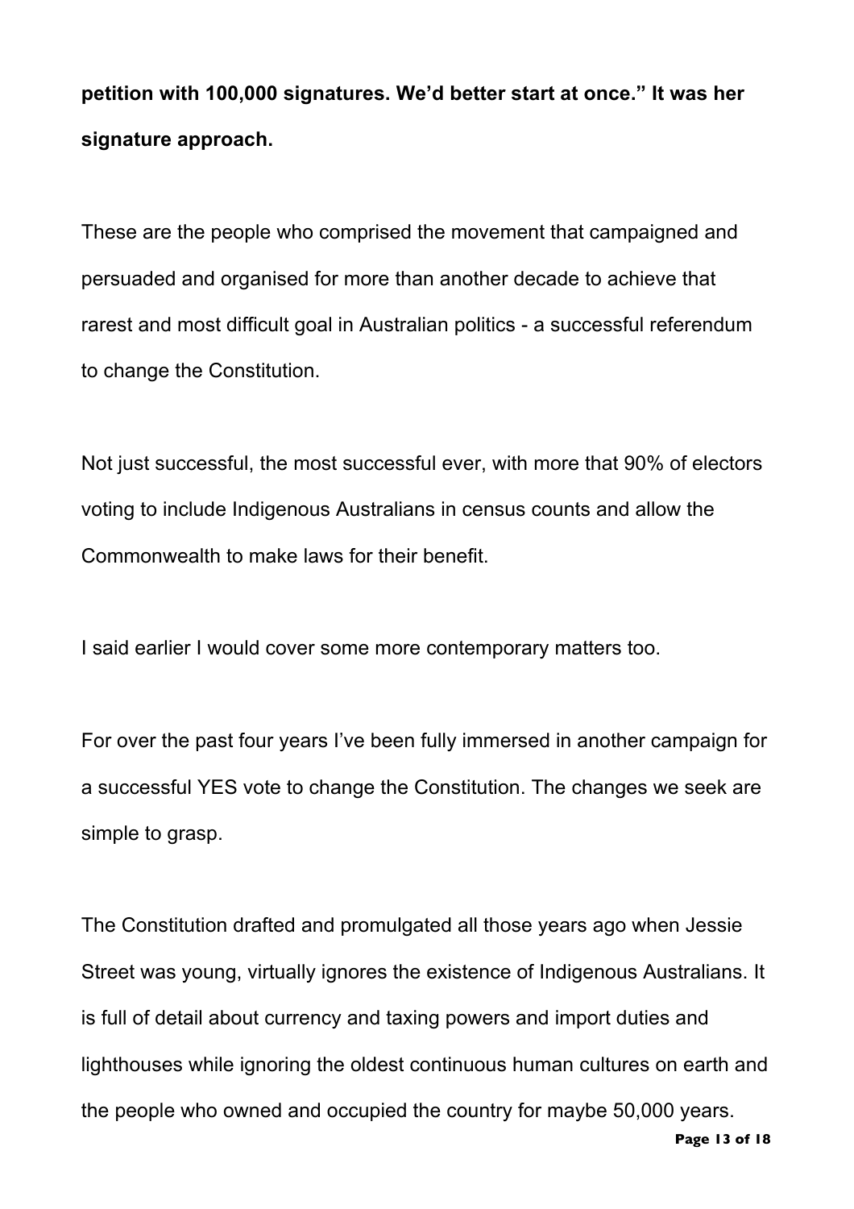**petition with 100,000 signatures. We'd better start at once." It was her signature approach.**

These are the people who comprised the movement that campaigned and persuaded and organised for more than another decade to achieve that rarest and most difficult goal in Australian politics - a successful referendum to change the Constitution.

Not just successful, the most successful ever, with more that 90% of electors voting to include Indigenous Australians in census counts and allow the Commonwealth to make laws for their benefit.

I said earlier I would cover some more contemporary matters too.

For over the past four years I've been fully immersed in another campaign for a successful YES vote to change the Constitution. The changes we seek are simple to grasp.

The Constitution drafted and promulgated all those years ago when Jessie Street was young, virtually ignores the existence of Indigenous Australians. It is full of detail about currency and taxing powers and import duties and lighthouses while ignoring the oldest continuous human cultures on earth and the people who owned and occupied the country for maybe 50,000 years.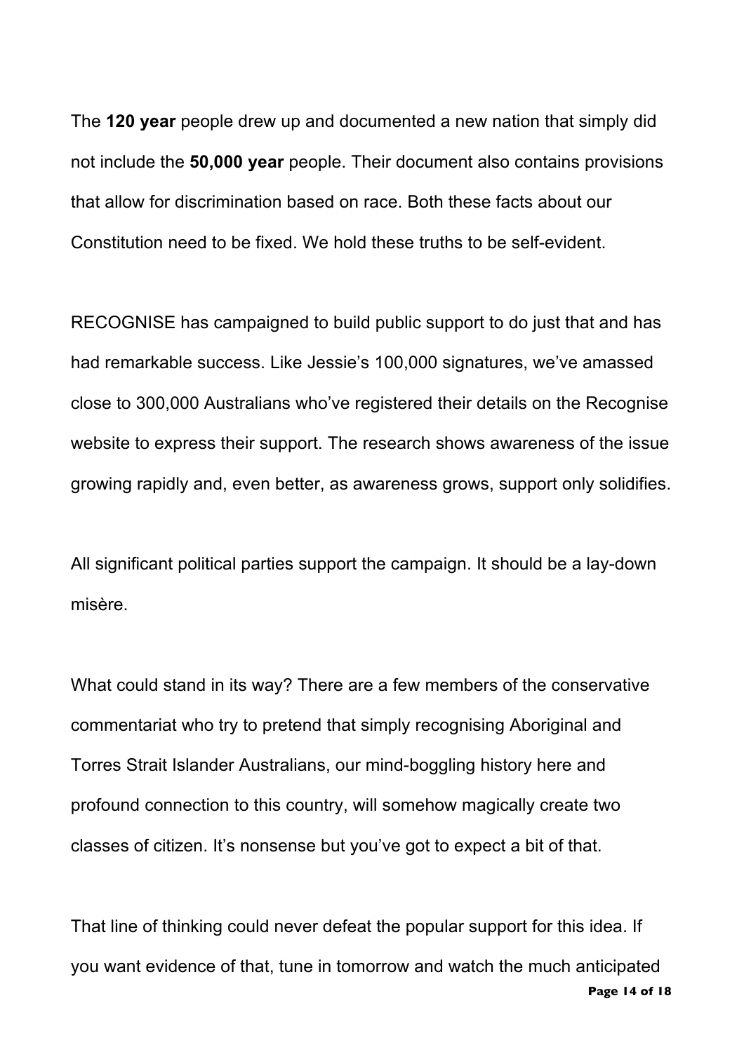The **120 year** people drew up and documented a new nation that simply did not include the **50,000 year** people. Their document also contains provisions that allow for discrimination based on race. Both these facts about our Constitution need to be fixed. We hold these truths to be self-evident.

RECOGNISE has campaigned to build public support to do just that and has had remarkable success. Like Jessie's 100,000 signatures, we've amassed close to 300,000 Australians who've registered their details on the Recognise website to express their support. The research shows awareness of the issue growing rapidly and, even better, as awareness grows, support only solidifies.

All significant political parties support the campaign. It should be a lay-down misère.

What could stand in its way? There are a few members of the conservative commentariat who try to pretend that simply recognising Aboriginal and Torres Strait Islander Australians, our mind-boggling history here and profound connection to this country, will somehow magically create two classes of citizen. It's nonsense but you've got to expect a bit of that.

That line of thinking could never defeat the popular support for this idea. If you want evidence of that, tune in tomorrow and watch the much anticipated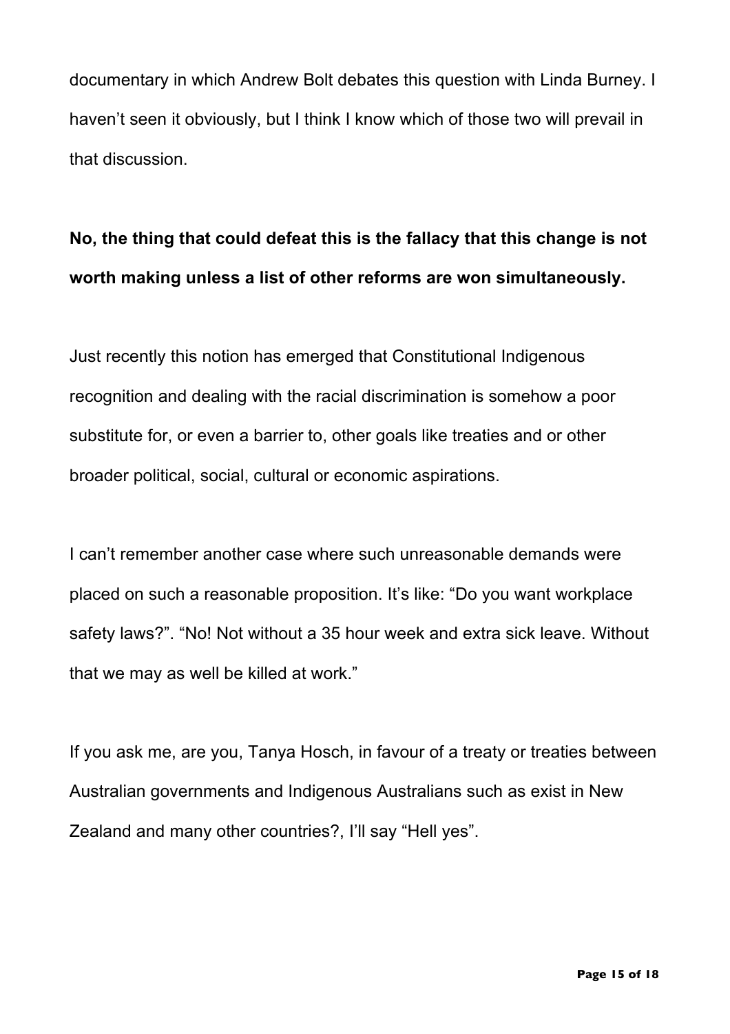documentary in which Andrew Bolt debates this question with Linda Burney. I haven't seen it obviously, but I think I know which of those two will prevail in that discussion.

**No, the thing that could defeat this is the fallacy that this change is not worth making unless a list of other reforms are won simultaneously.**

Just recently this notion has emerged that Constitutional Indigenous recognition and dealing with the racial discrimination is somehow a poor substitute for, or even a barrier to, other goals like treaties and or other broader political, social, cultural or economic aspirations.

I can't remember another case where such unreasonable demands were placed on such a reasonable proposition. It's like: "Do you want workplace safety laws?". "No! Not without a 35 hour week and extra sick leave. Without that we may as well be killed at work."

If you ask me, are you, Tanya Hosch, in favour of a treaty or treaties between Australian governments and Indigenous Australians such as exist in New Zealand and many other countries?, I'll say "Hell yes".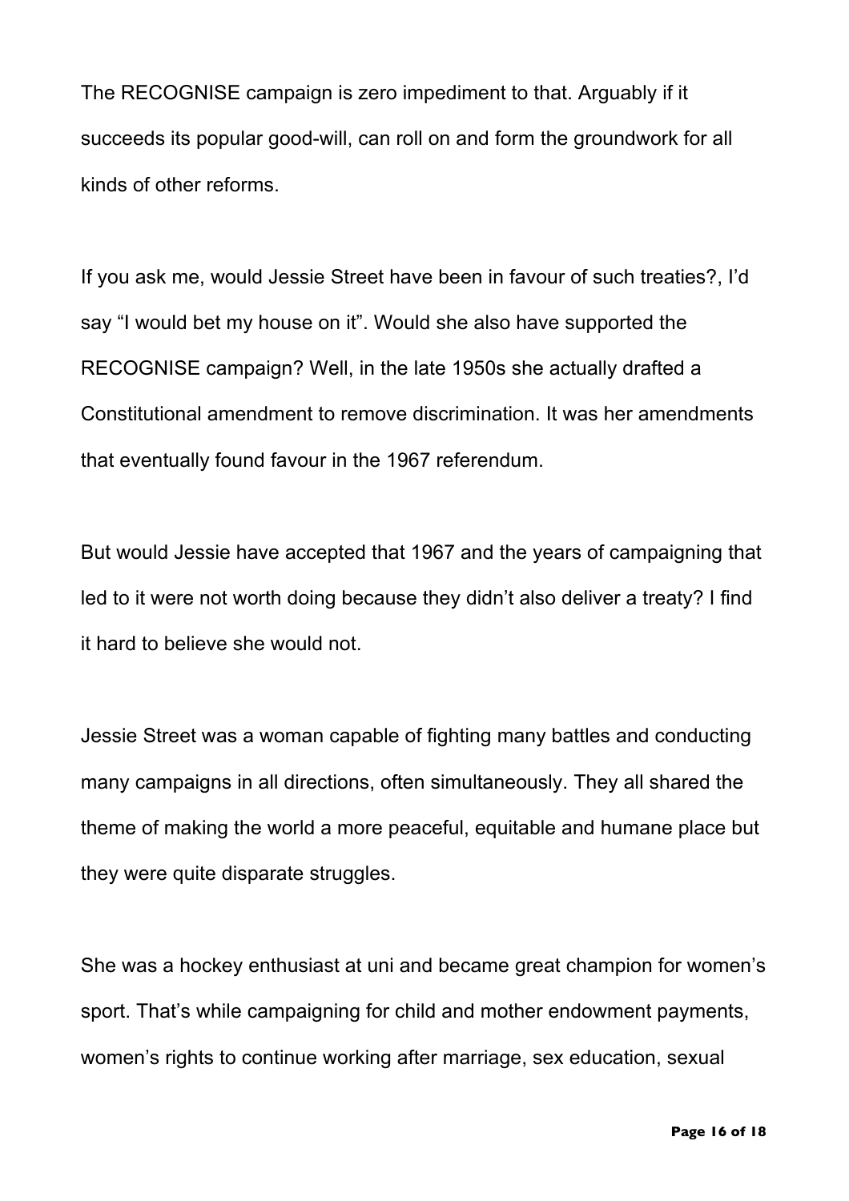The RECOGNISE campaign is zero impediment to that. Arguably if it succeeds its popular good-will, can roll on and form the groundwork for all kinds of other reforms.

If you ask me, would Jessie Street have been in favour of such treaties?, I'd say "I would bet my house on it". Would she also have supported the RECOGNISE campaign? Well, in the late 1950s she actually drafted a Constitutional amendment to remove discrimination. It was her amendments that eventually found favour in the 1967 referendum.

But would Jessie have accepted that 1967 and the years of campaigning that led to it were not worth doing because they didn't also deliver a treaty? I find it hard to believe she would not.

Jessie Street was a woman capable of fighting many battles and conducting many campaigns in all directions, often simultaneously. They all shared the theme of making the world a more peaceful, equitable and humane place but they were quite disparate struggles.

She was a hockey enthusiast at uni and became great champion for women's sport. That's while campaigning for child and mother endowment payments, women's rights to continue working after marriage, sex education, sexual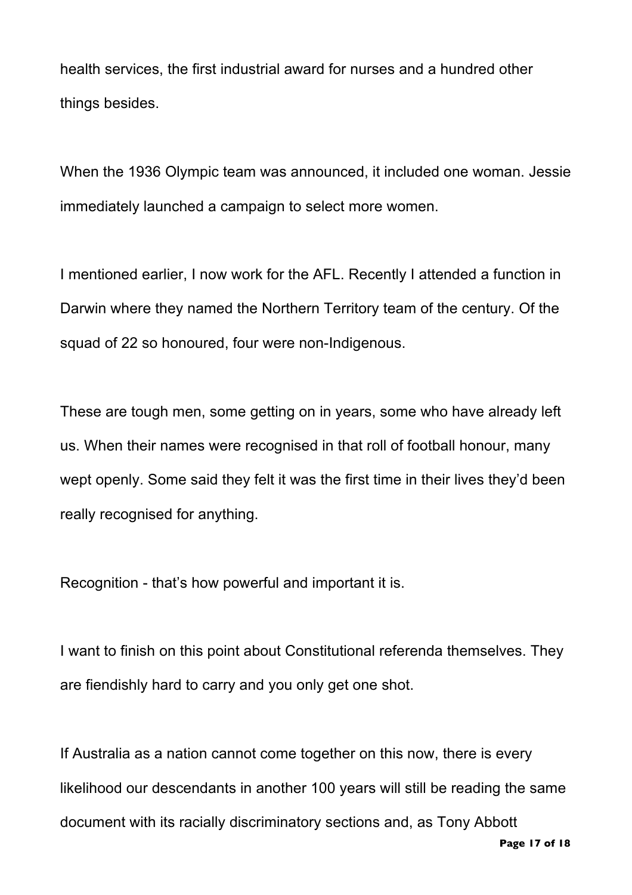health services, the first industrial award for nurses and a hundred other things besides.

When the 1936 Olympic team was announced, it included one woman. Jessie immediately launched a campaign to select more women.

I mentioned earlier, I now work for the AFL. Recently I attended a function in Darwin where they named the Northern Territory team of the century. Of the squad of 22 so honoured, four were non-Indigenous.

These are tough men, some getting on in years, some who have already left us. When their names were recognised in that roll of football honour, many wept openly. Some said they felt it was the first time in their lives they'd been really recognised for anything.

Recognition - that's how powerful and important it is.

I want to finish on this point about Constitutional referenda themselves. They are fiendishly hard to carry and you only get one shot.

If Australia as a nation cannot come together on this now, there is every likelihood our descendants in another 100 years will still be reading the same document with its racially discriminatory sections and, as Tony Abbott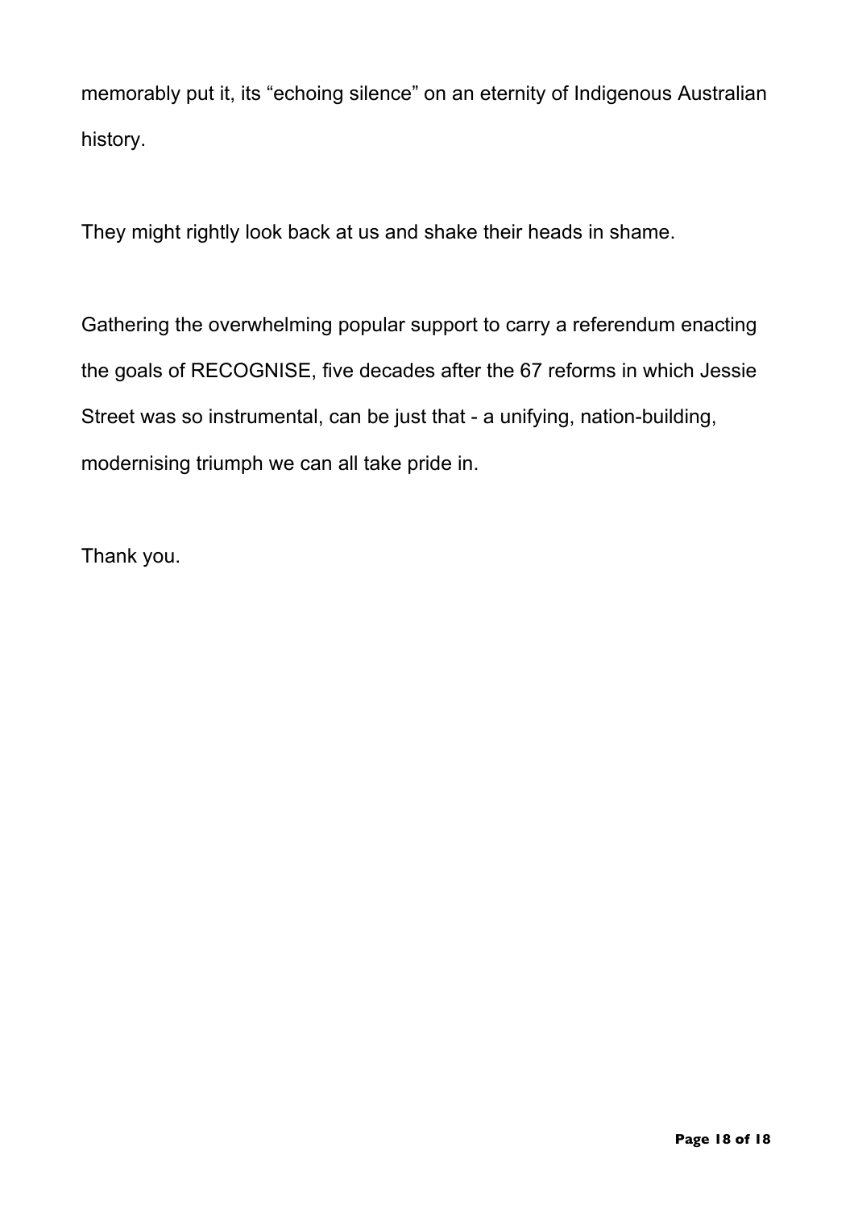memorably put it, its “echoing silence” on an eternity of Indigenous Australian history.

They might rightly look back at us and shake their heads in shame.

Gathering the overwhelming popular support to carry a referendum enacting the goals of RECOGNISE, five decades after the 67 reforms in which Jessie Street was so instrumental, can be just that - a unifying, nation-building, modernising triumph we can all take pride in.

Thank you.